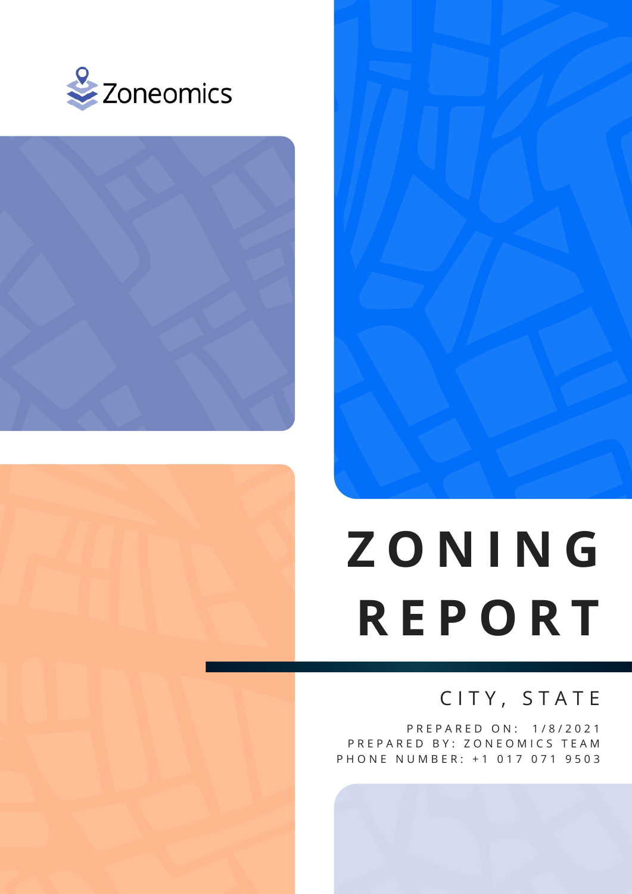Zoneomics

# ZONING REPORT

CITY, STATE

PREPARED ON: 1/8/2021
PREPARED BY: ZONEOMICS TEAM
PHONE NUMBER: +1 017 071 9503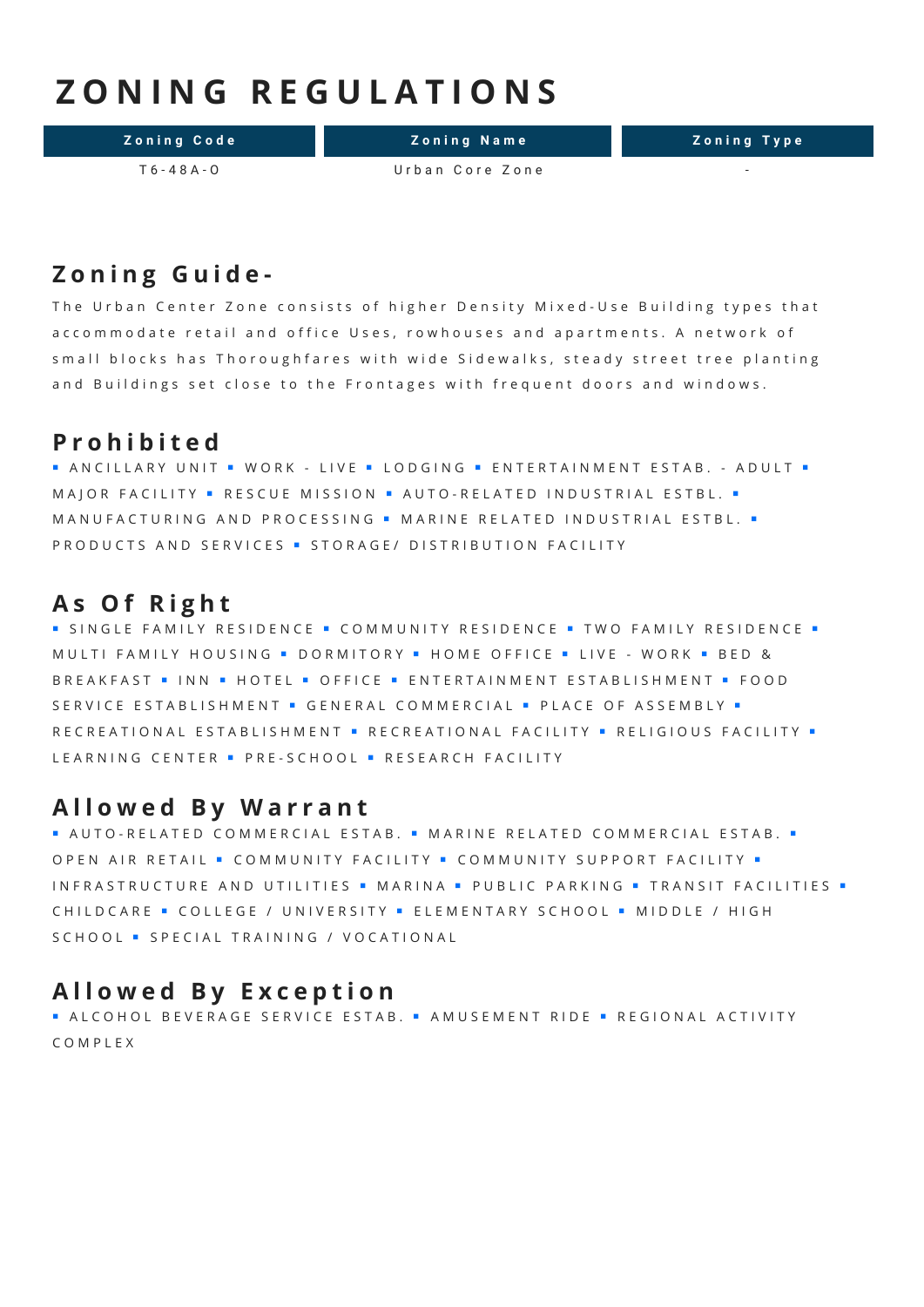# ZONING REGULATIONS

| Zoning Code | Zoning Name | Zoning Type |
| --- | --- | --- |
| T6-48A-O | Urban Core Zone | - |

## Zoning Guide-

The Urban Center Zone consists of higher Density Mixed-Use Building types that accommodate retail and office Uses, rowhouses and apartments. A network of small blocks has Thoroughfares with wide Sidewalks, steady street tree planting and Buildings set close to the Frontages with frequent doors and windows.

## Prohibited

▪ ANCILLARY UNIT ▪ WORK - LIVE ▪ LODGING ▪ ENTERTAINMENT ESTAB. - ADULT ▪ MAJOR FACILITY ▪ RESCUE MISSION ▪ AUTO-RELATED INDUSTRIAL ESTBL. ▪ MANUFACTURING AND PROCESSING ▪ MARINE RELATED INDUSTRIAL ESTBL. ▪ PRODUCTS AND SERVICES ▪ STORAGE/ DISTRIBUTION FACILITY

## As Of Right

▪ SINGLE FAMILY RESIDENCE ▪ COMMUNITY RESIDENCE ▪ TWO FAMILY RESIDENCE ▪ MULTI FAMILY HOUSING ▪ DORMITORY ▪ HOME OFFICE ▪ LIVE - WORK ▪ BED & BREAKFAST ▪ INN ▪ HOTEL ▪ OFFICE ▪ ENTERTAINMENT ESTABLISHMENT ▪ FOOD SERVICE ESTABLISHMENT ▪ GENERAL COMMERCIAL ▪ PLACE OF ASSEMBLY ▪ RECREATIONAL ESTABLISHMENT ▪ RECREATIONAL FACILITY ▪ RELIGIOUS FACILITY ▪ LEARNING CENTER ▪ PRE-SCHOOL ▪ RESEARCH FACILITY

## Allowed By Warrant

▪ AUTO-RELATED COMMERCIAL ESTAB. ▪ MARINE RELATED COMMERCIAL ESTAB. ▪ OPEN AIR RETAIL ▪ COMMUNITY FACILITY ▪ COMMUNITY SUPPORT FACILITY ▪ INFRASTRUCTURE AND UTILITIES ▪ MARINA ▪ PUBLIC PARKING ▪ TRANSIT FACILITIES ▪ CHILDCARE ▪ COLLEGE / UNIVERSITY ▪ ELEMENTARY SCHOOL ▪ MIDDLE / HIGH SCHOOL ▪ SPECIAL TRAINING / VOCATIONAL

## Allowed By Exception

▪ ALCOHOL BEVERAGE SERVICE ESTAB. ▪ AMUSEMENT RIDE ▪ REGIONAL ACTIVITY COMPLEX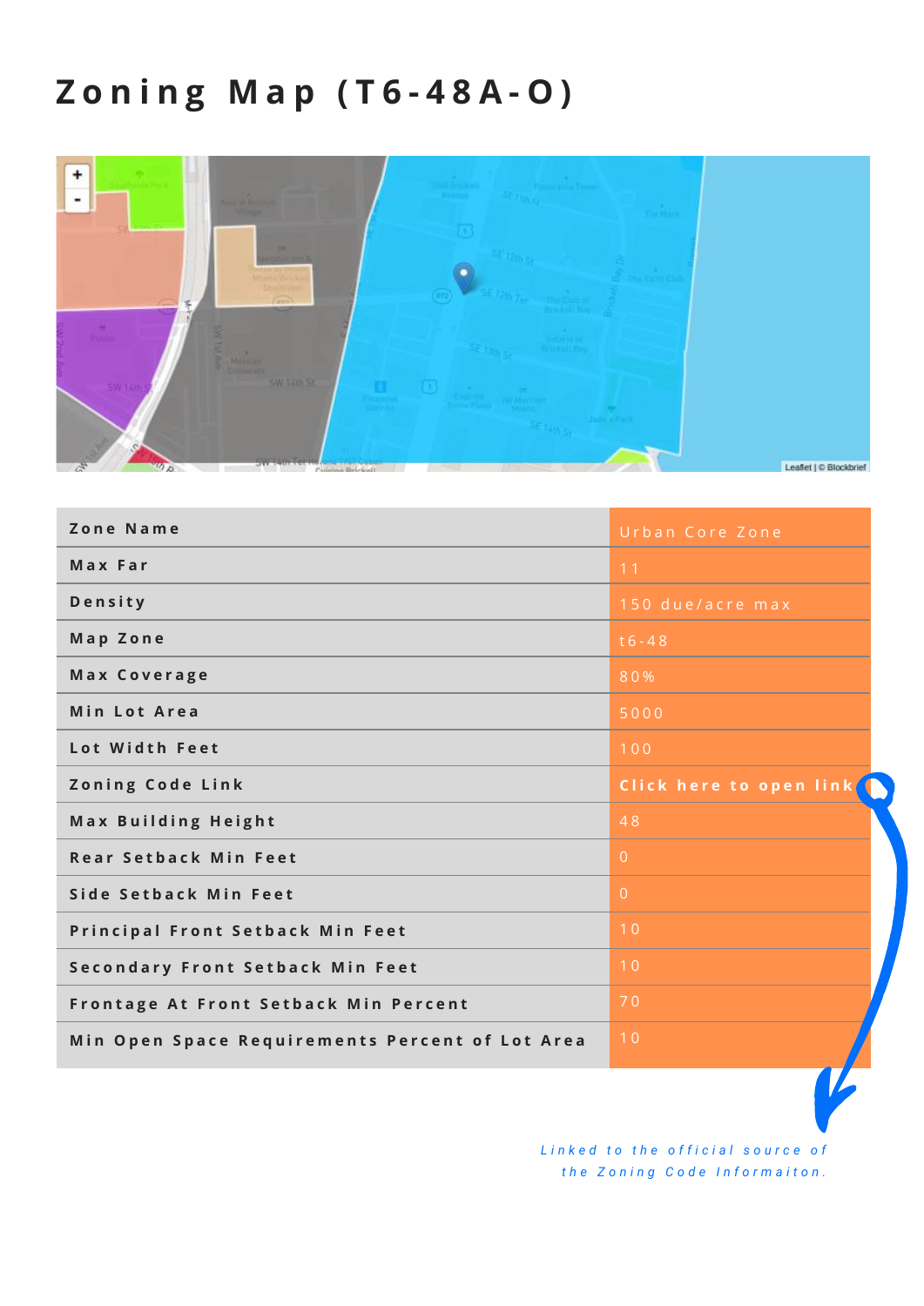# Zoning Map (T6-48A-O)

| Zone Name | Urban Core Zone |
|---|---|
| Max Far | 11 |
| Density | 150 due/acre max |
| Map Zone | t6-48 |
| Max Coverage | 80% |
| Min Lot Area | 5000 |
| Lot Width Feet | 100 |
| Zoning Code Link | Click here to open link |
| Max Building Height | 48 |
| Rear Setback Min Feet | 0 |
| Side Setback Min Feet | 0 |
| Principal Front Setback Min Feet | 10 |
| Secondary Front Setback Min Feet | 10 |
| Frontage At Front Setback Min Percent | 70 |
| Min Open Space Requirements Percent of Lot Area | 10 |

*Linked to the official source of the Zoning Code Informaiton.*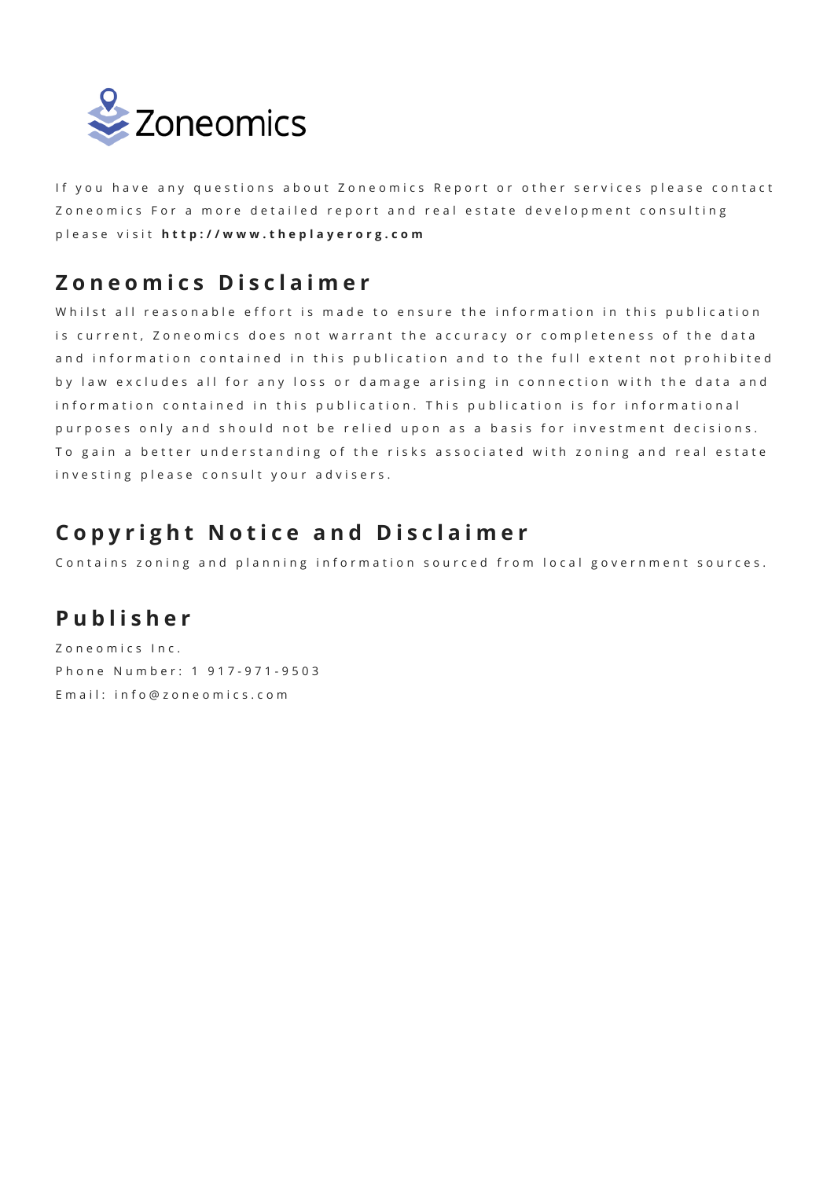Zoneomics

If you have any questions about Zoneomics Report or other services please contact Zoneomics For a more detailed report and real estate development consulting please visit **http://www.theplayerorg.com**

## Zoneomics Disclaimer

Whilst all reasonable effort is made to ensure the information in this publication is current, Zoneomics does not warrant the accuracy or completeness of the data and information contained in this publication and to the full extent not prohibited by law excludes all for any loss or damage arising in connection with the data and information contained in this publication. This publication is for informational purposes only and should not be relied upon as a basis for investment decisions. To gain a better understanding of the risks associated with zoning and real estate investing please consult your advisers.

## Copyright Notice and Disclaimer

Contains zoning and planning information sourced from local government sources.

## Publisher

Zoneomics Inc.
Phone Number: 1 917-971-9503
Email: info@zoneomics.com